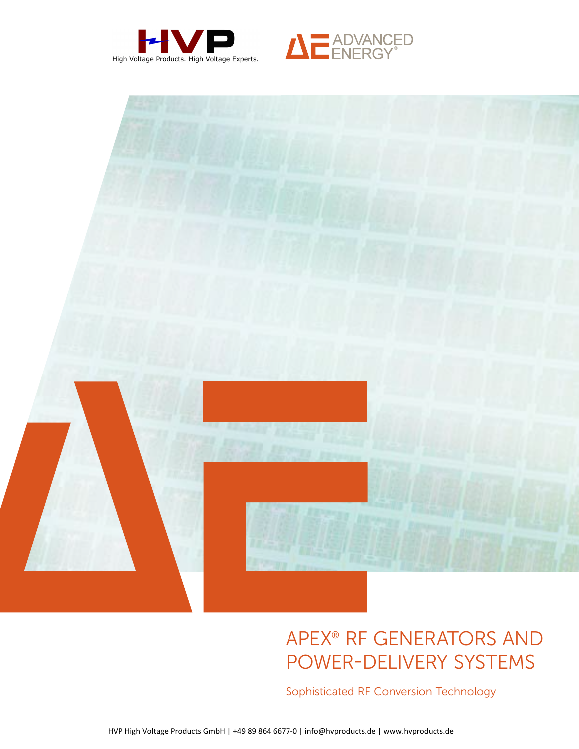High Voltage Products. High Voltage Experts.

# APEX® RF GENERATORS AND POWER-DELIVERY SYSTEMS

Sophisticated RF Conversion Technology

HVP High Voltage Products GmbH | +49 89 864 6677-0 | info@hvproducts.de | www.hvproducts.de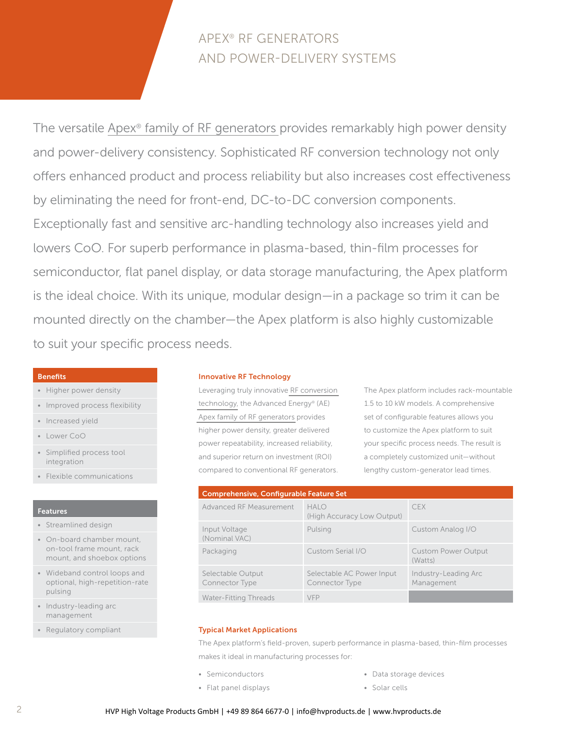# APEX® RF GENERATORS AND POWER-DELIVERY SYSTEMS

The versatile Apex® family of RF generators provides remarkably high power density and power-delivery consistency. Sophisticated RF conversion technology not only offers enhanced product and process reliability but also increases cost effectiveness by eliminating the need for front-end, DC-to-DC conversion components. Exceptionally fast and sensitive arc-handling technology also increases yield and lowers CoO. For superb performance in plasma-based, thin-film processes for semiconductor, flat panel display, or data storage manufacturing, the Apex platform is the ideal choice. With its unique, modular design—in a package so trim it can be mounted directly on the chamber—the Apex platform is also highly customizable to suit your specific process needs.

### Benefits

- Higher power density
- Improved process flexibility
- Increased yield
- Lower CoO
- Simplified process tool integration
- Flexible communications

### Features

- Streamlined design
- On-board chamber mount, on-tool frame mount, rack mount, and shoebox options
- Wideband control loops and optional, high-repetition-rate pulsing
- Industry-leading arc management
- Regulatory compliant

### Innovative RF Technology

Leveraging truly innovative RF conversion technology, the Advanced Energy® (AE) Apex family of RF generators provides higher power density, greater delivered power repeatability, increased reliability, and superior return on investment (ROI) compared to conventional RF generators.

The Apex platform includes rack-mountable 1.5 to 10 kW models. A comprehensive set of configurable features allows you to customize the Apex platform to suit your specific process needs. The result is a completely customized unit—without lengthy custom-generator lead times.

| Comprehensive, Configurable Feature Set | | |
|---|---|---|
| Advanced RF Measurement | HALO (High Accuracy Low Output) | CEX |
| Input Voltage (Nominal VAC) | Pulsing | Custom Analog I/O |
| Packaging | Custom Serial I/O | Custom Power Output (Watts) |
| Selectable Output Connector Type | Selectable AC Power Input Connector Type | Industry-Leading Arc Management |
| Water-Fitting Threads | VFP | |

### Typical Market Applications

The Apex platform's field-proven, superb performance in plasma-based, thin-film processes makes it ideal in manufacturing processes for:

- Semiconductors
- Flat panel displays
- Data storage devices
- Solar cells

HVP High Voltage Products GmbH | +49 89 864 6677-0 | info@hvproducts.de | www.hvproducts.de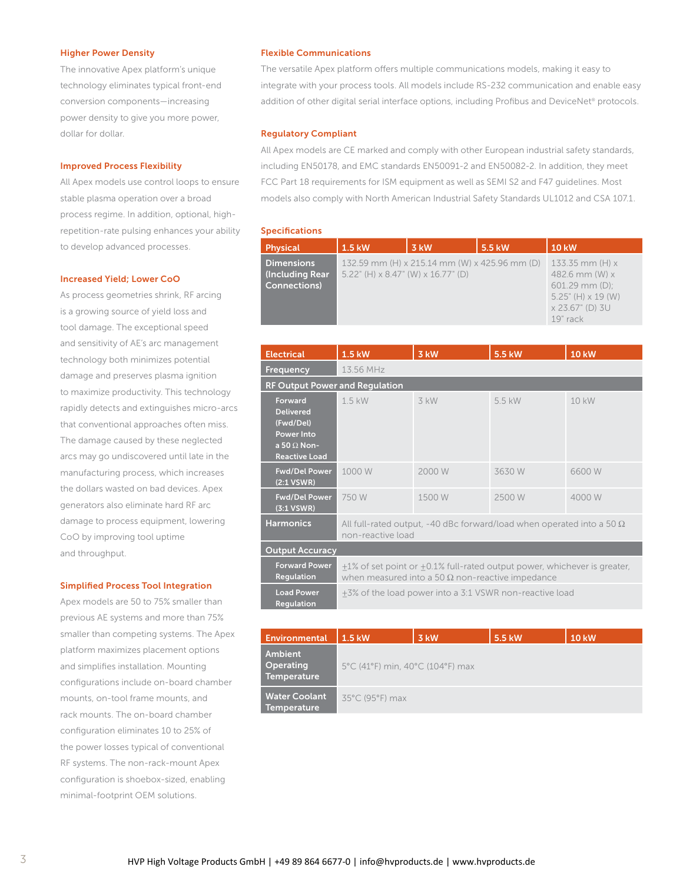### Higher Power Density

The innovative Apex platform's unique technology eliminates typical front-end conversion components—increasing power density to give you more power, dollar for dollar.

### Improved Process Flexibility

All Apex models use control loops to ensure stable plasma operation over a broad process regime. In addition, optional, high-repetition-rate pulsing enhances your ability to develop advanced processes.

### Increased Yield; Lower CoO

As process geometries shrink, RF arcing is a growing source of yield loss and tool damage. The exceptional speed and sensitivity of AE's arc management technology both minimizes potential damage and preserves plasma ignition to maximize productivity. This technology rapidly detects and extinguishes micro-arcs that conventional approaches often miss. The damage caused by these neglected arcs may go undiscovered until late in the manufacturing process, which increases the dollars wasted on bad devices. Apex generators also eliminate hard RF arc damage to process equipment, lowering CoO by improving tool uptime and throughput.

### Simplified Process Tool Integration

Apex models are 50 to 75% smaller than previous AE systems and more than 75% smaller than competing systems. The Apex platform maximizes placement options and simplifies installation. Mounting configurations include on-board chamber mounts, on-tool frame mounts, and rack mounts. The on-board chamber configuration eliminates 10 to 25% of the power losses typical of conventional RF systems. The non-rack-mount Apex configuration is shoebox-sized, enabling minimal-footprint OEM solutions.

### Flexible Communications

The versatile Apex platform offers multiple communications models, making it easy to integrate with your process tools. All models include RS-232 communication and enable easy addition of other digital serial interface options, including Profibus and DeviceNet® protocols.

### Regulatory Compliant

All Apex models are CE marked and comply with other European industrial safety standards, including EN50178, and EMC standards EN50091-2 and EN50082-2. In addition, they meet FCC Part 18 requirements for ISM equipment as well as SEMI S2 and F47 guidelines. Most models also comply with North American Industrial Safety Standards UL1012 and CSA 107.1.

### Specifications

| Physical | 1.5 kW | 3 kW | 5.5 kW | 10 kW |
|---|---|---|---|---|
| Dimensions (Including Rear Connections) | 132.59 mm (H) x 215.14 mm (W) x 425.96 mm (D) 5.22" (H) x 8.47" (W) x 16.77" (D) | | | 133.35 mm (H) x 482.6 mm (W) x 601.29 mm (D); 5.25" (H) x 19 (W) x 23.67" (D) 3U 19" rack |

| Electrical | 1.5 kW | 3 kW | 5.5 kW | 10 kW |
|---|---|---|---|---|
| Frequency | 13.56 MHz | | | |
| RF Output Power and Regulation | | | | |
| Forward Delivered (Fwd/Del) Power Into a 50 Ω Non-Reactive Load | 1.5 kW | 3 kW | 5.5 kW | 10 kW |
| Fwd/Del Power (2:1 VSWR) | 1000 W | 2000 W | 3630 W | 6600 W |
| Fwd/Del Power (3:1 VSWR) | 750 W | 1500 W | 2500 W | 4000 W |
| Harmonics | All full-rated output, -40 dBc forward/load when operated into a 50 Ω non-reactive load | | | |
| Output Accuracy | | | | |
| Forward Power Regulation | ±1% of set point or ±0.1% full-rated output power, whichever is greater, when measured into a 50 Ω non-reactive impedance | | | |
| Load Power Regulation | ±3% of the load power into a 3:1 VSWR non-reactive load | | | |

| Environmental | 1.5 kW | 3 kW | 5.5 kW | 10 kW |
|---|---|---|---|---|
| Ambient Operating Temperature | 5°C (41°F) min, 40°C (104°F) max | | | |
| Water Coolant Temperature | 35°C (95°F) max | | | |

HVP High Voltage Products GmbH | +49 89 864 6677-0 | info@hvproducts.de | www.hvproducts.de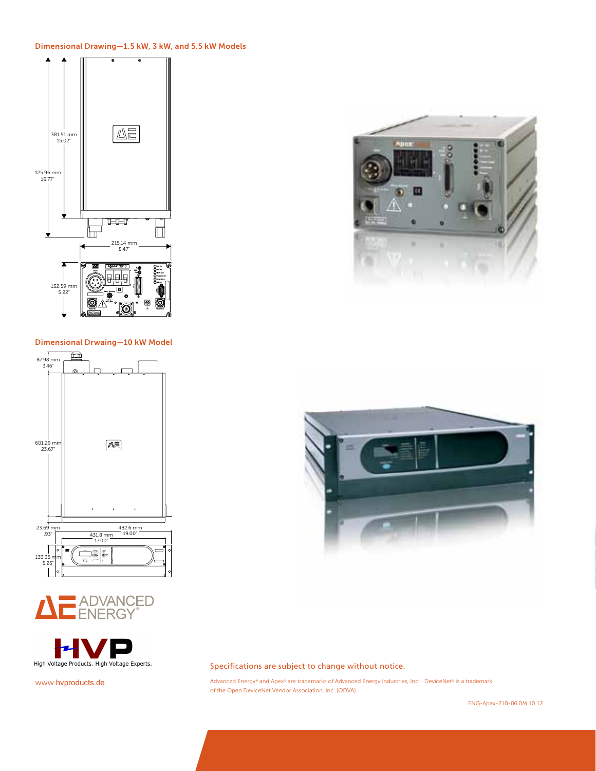## Dimensional Drawing—1.5 kW, 3 kW, and 5.5 kW Models

381.51 mm
15.02"

425.96 mm
16.77"

215.14 mm
8.47"

132.59 mm
5.22"

## Dimensional Drwaing—10 kW Model

87.98 mm
3.46"

601.29 mm
23.67"

23.69 mm
.93"

431.8 mm
17.00"

482.6 mm
19.00"

133.35 mm
5.25"

ADVANCED ENERGY®

HVP
High Voltage Products. High Voltage Experts.

www.hvproducts.de

Specifications are subject to change without notice.

Advanced Energy® and Apex® are trademarks of Advanced Energy Industries, Inc. · DeviceNet® is a trademark of the Open DeviceNet Vendor Association, Inc. (ODVA).

ENG-Apex-210-06 0M 10.12